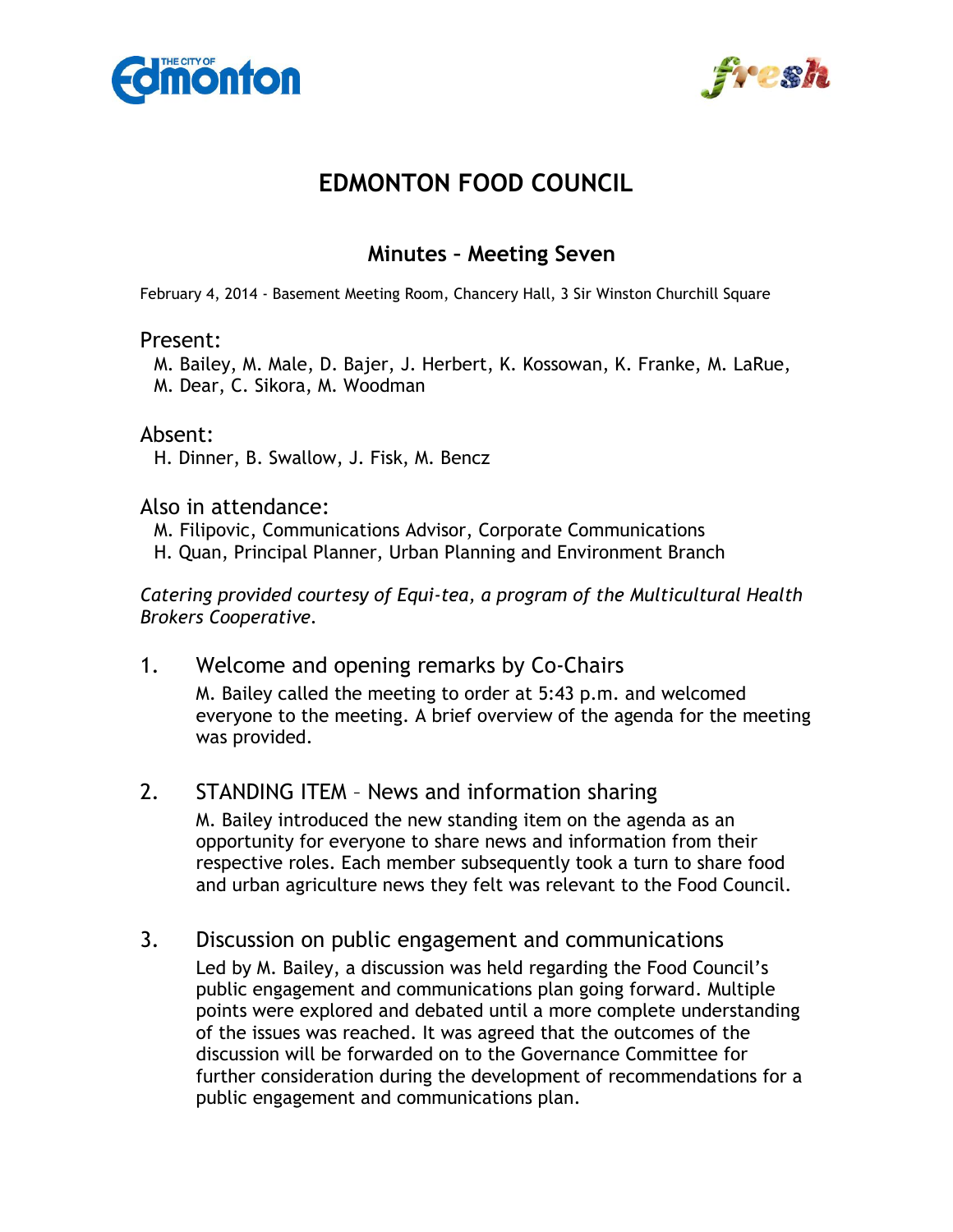# EDMONTON FOOD COUNCIL

## Minutes – Meeting Seven

February 4, 2014 - Basement Meeting Room, Chancery Hall, 3 Sir Winston Churchill Square

### Present:

M. Bailey, M. Male, D. Bajer, J. Herbert, K. Kossowan, K. Franke, M. LaRue, M. Dear, C. Sikora, M. Woodman

### Absent:

H. Dinner, B. Swallow, J. Fisk, M. Bencz

### Also in attendance:

M. Filipovic, Communications Advisor, Corporate Communications
H. Quan, Principal Planner, Urban Planning and Environment Branch

*Catering provided courtesy of Equi-tea, a program of the Multicultural Health Brokers Cooperative.*

### 1. Welcome and opening remarks by Co-Chairs

M. Bailey called the meeting to order at 5:43 p.m. and welcomed everyone to the meeting. A brief overview of the agenda for the meeting was provided.

### 2. STANDING ITEM – News and information sharing

M. Bailey introduced the new standing item on the agenda as an opportunity for everyone to share news and information from their respective roles. Each member subsequently took a turn to share food and urban agriculture news they felt was relevant to the Food Council.

### 3. Discussion on public engagement and communications

Led by M. Bailey, a discussion was held regarding the Food Council's public engagement and communications plan going forward. Multiple points were explored and debated until a more complete understanding of the issues was reached. It was agreed that the outcomes of the discussion will be forwarded on to the Governance Committee for further consideration during the development of recommendations for a public engagement and communications plan.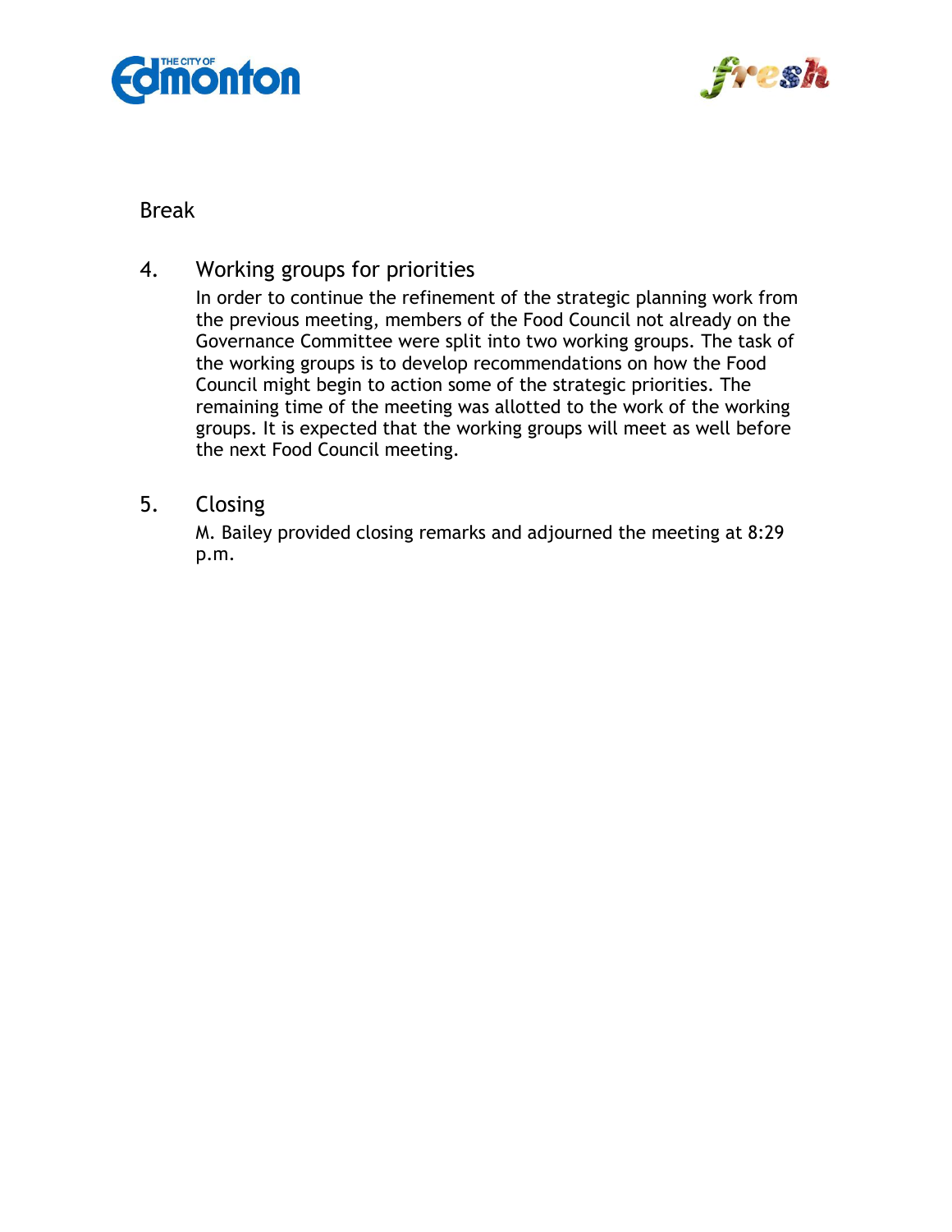Break

## 4. Working groups for priorities

In order to continue the refinement of the strategic planning work from the previous meeting, members of the Food Council not already on the Governance Committee were split into two working groups. The task of the working groups is to develop recommendations on how the Food Council might begin to action some of the strategic priorities. The remaining time of the meeting was allotted to the work of the working groups. It is expected that the working groups will meet as well before the next Food Council meeting.

## 5. Closing

M. Bailey provided closing remarks and adjourned the meeting at 8:29 p.m.